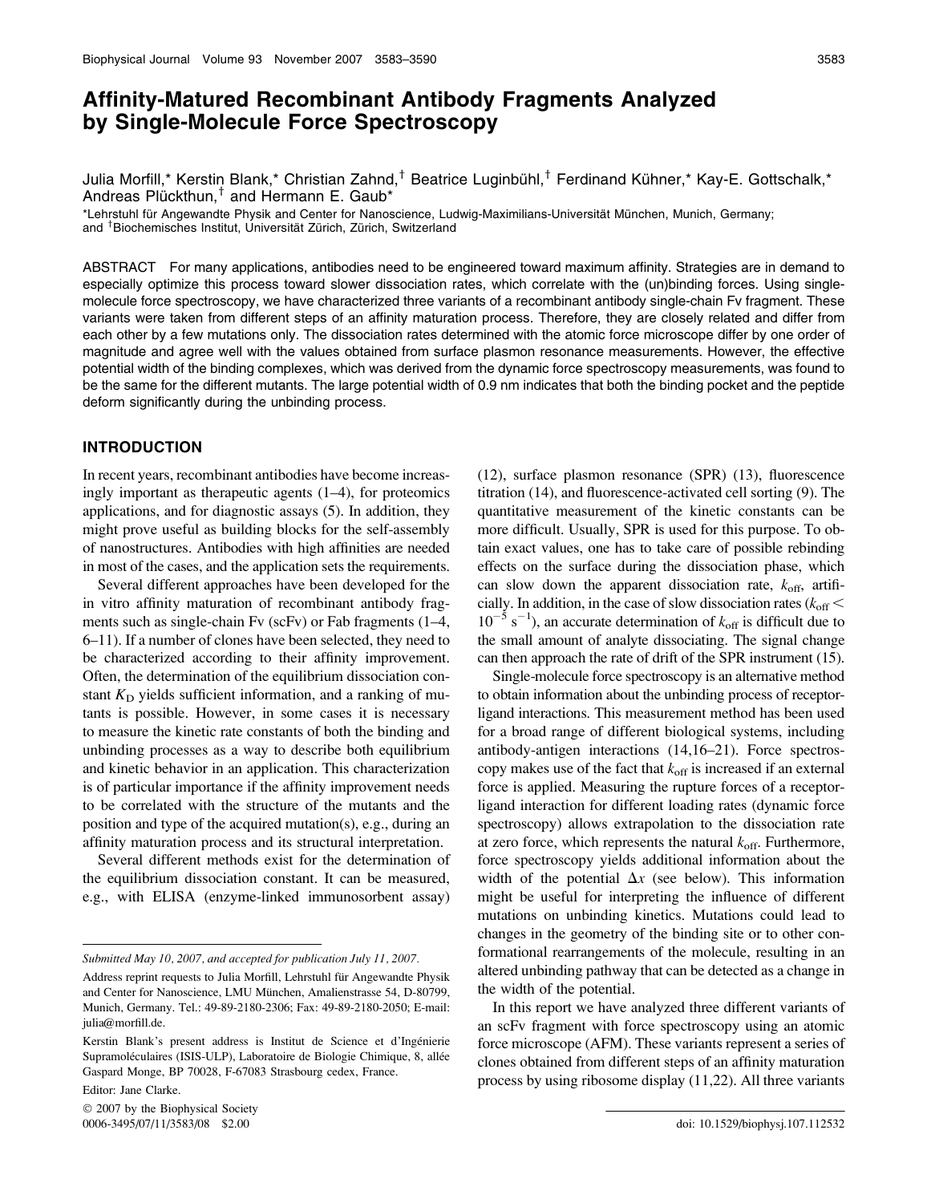# Affinity-Matured Recombinant Antibody Fragments Analyzed by Single-Molecule Force Spectroscopy

Julia Morfill,* Kerstin Blank,* Christian Zahnd,[†] Beatrice Luginbühl,[†] Ferdinand Kühner,* Kay-E. Gottschalk,* Andreas Plückthun,[†] and Hermann E. Gaub*

*Lehrstuhl für Angewandte Physik and Center for Nanoscience, Ludwig-Maximilians-Universität München, Munich, Germany; and [†]Biochemisches Institut, Universität Zürich, Zürich, Switzerland

ABSTRACT For many applications, antibodies need to be engineered toward maximum affinity. Strategies are in demand to especially optimize this process toward slower dissociation rates, which correlate with the (un)binding forces. Using single-molecule force spectroscopy, we have characterized three variants of a recombinant antibody single-chain Fv fragment. These variants were taken from different steps of an affinity maturation process. Therefore, they are closely related and differ from each other by a few mutations only. The dissociation rates determined with the atomic force microscope differ by one order of magnitude and agree well with the values obtained from surface plasmon resonance measurements. However, the effective potential width of the binding complexes, which was derived from the dynamic force spectroscopy measurements, was found to be the same for the different mutants. The large potential width of 0.9 nm indicates that both the binding pocket and the peptide deform significantly during the unbinding process.

## INTRODUCTION

In recent years, recombinant antibodies have become increasingly important as therapeutic agents (1–4), for proteomics applications, and for diagnostic assays (5). In addition, they might prove useful as building blocks for the self-assembly of nanostructures. Antibodies with high affinities are needed in most of the cases, and the application sets the requirements.

Several different approaches have been developed for the in vitro affinity maturation of recombinant antibody fragments such as single-chain Fv (scFv) or Fab fragments (1–4, 6–11). If a number of clones have been selected, they need to be characterized according to their affinity improvement. Often, the determination of the equilibrium dissociation constant $K_D$ yields sufficient information, and a ranking of mutants is possible. However, in some cases it is necessary to measure the kinetic rate constants of both the binding and unbinding processes as a way to describe both equilibrium and kinetic behavior in an application. This characterization is of particular importance if the affinity improvement needs to be correlated with the structure of the mutants and the position and type of the acquired mutation(s), e.g., during an affinity maturation process and its structural interpretation.

Several different methods exist for the determination of the equilibrium dissociation constant. It can be measured, e.g., with ELISA (enzyme-linked immunosorbent assay) (12), surface plasmon resonance (SPR) (13), fluorescence titration (14), and fluorescence-activated cell sorting (9). The quantitative measurement of the kinetic constants can be more difficult. Usually, SPR is used for this purpose. To obtain exact values, one has to take care of possible rebinding effects on the surface during the dissociation phase, which can slow down the apparent dissociation rate, $k_{off}$, artificially. In addition, in the case of slow dissociation rates ($k_{off} < 10^{-5}$ s$^{-1}$), an accurate determination of $k_{off}$ is difficult due to the small amount of analyte dissociating. The signal change can then approach the rate of drift of the SPR instrument (15).

Single-molecule force spectroscopy is an alternative method to obtain information about the unbinding process of receptor-ligand interactions. This measurement method has been used for a broad range of different biological systems, including antibody-antigen interactions (14,16–21). Force spectroscopy makes use of the fact that $k_{off}$ is increased if an external force is applied. Measuring the rupture forces of a receptor-ligand interaction for different loading rates (dynamic force spectroscopy) allows extrapolation to the dissociation rate at zero force, which represents the natural $k_{off}$. Furthermore, force spectroscopy yields additional information about the width of the potential $\Delta x$ (see below). This information might be useful for interpreting the influence of different mutations on unbinding kinetics. Mutations could lead to changes in the geometry of the binding site or to other conformational rearrangements of the molecule, resulting in an altered unbinding pathway that can be detected as a change in the width of the potential.

In this report we have analyzed three different variants of an scFv fragment with force spectroscopy using an atomic force microscope (AFM). These variants represent a series of clones obtained from different steps of an affinity maturation process by using ribosome display (11,22). All three variants

---

*Submitted May 10, 2007, and accepted for publication July 11, 2007.*

Address reprint requests to Julia Morfill, Lehrstuhl für Angewandte Physik and Center for Nanoscience, LMU München, Amalienstrasse 54, D-80799, Munich, Germany. Tel.: 49-89-2180-2306; Fax: 49-89-2180-2050; E-mail: julia@morfill.de.

Kerstin Blank's present address is Institut de Science et d'Ingénierie Supramoléculaires (ISIS-ULP), Laboratoire de Biologie Chimique, 8, allée Gaspard Monge, BP 70028, F-67083 Strasbourg cedex, France.

Editor: Jane Clarke.

© 2007 by the Biophysical Society
0006-3495/07/11/3583/08 $2.00

doi: 10.1529/biophysj.107.112532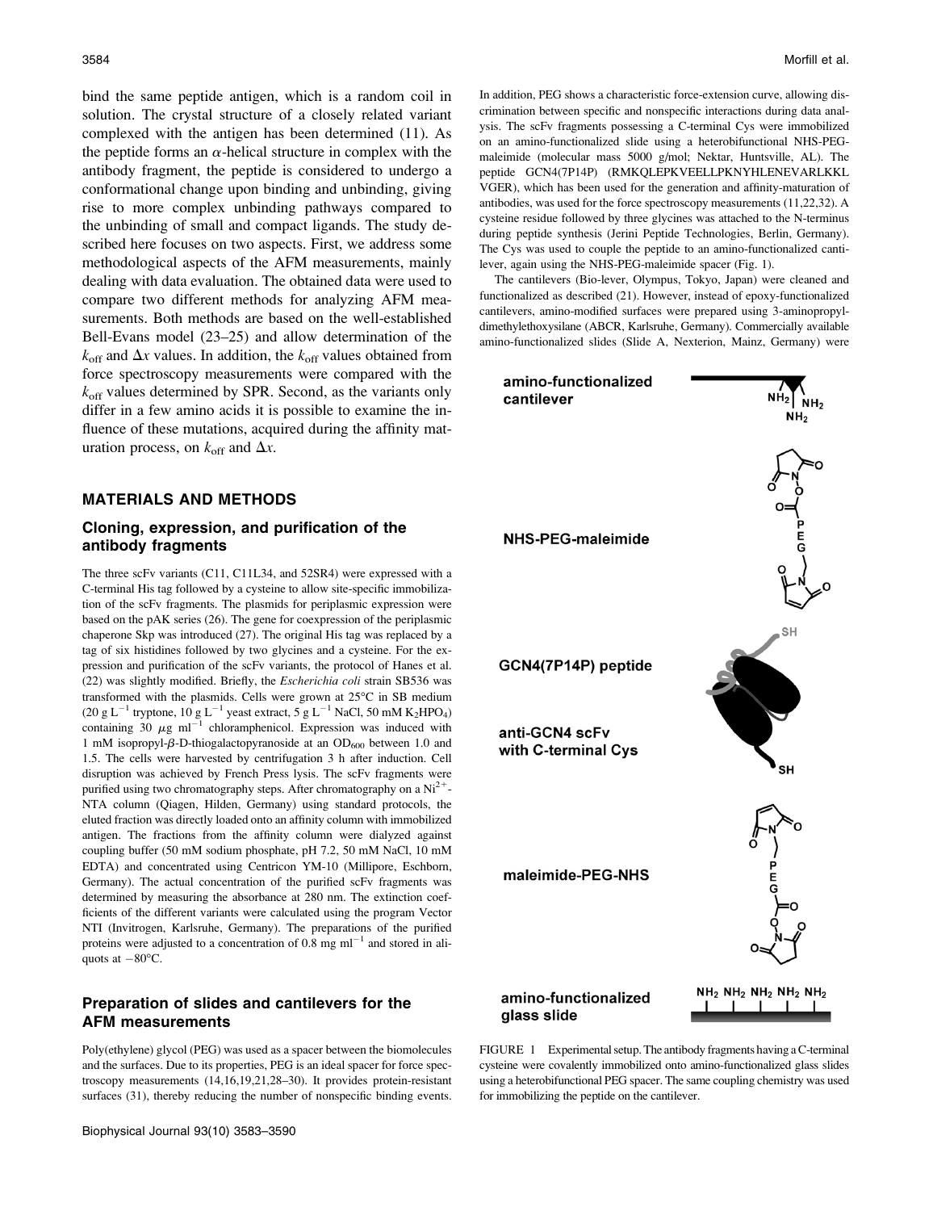bind the same peptide antigen, which is a random coil in solution. The crystal structure of a closely related variant complexed with the antigen has been determined (11). As the peptide forms an $\alpha$-helical structure in complex with the antibody fragment, the peptide is considered to undergo a conformational change upon binding and unbinding, giving rise to more complex unbinding pathways compared to the unbinding of small and compact ligands. The study described here focuses on two aspects. First, we address some methodological aspects of the AFM measurements, mainly dealing with data evaluation. The obtained data were used to compare two different methods for analyzing AFM measurements. Both methods are based on the well-established Bell-Evans model (23–25) and allow determination of the $k_{off}$ and $\Delta x$ values. In addition, the $k_{off}$ values obtained from force spectroscopy measurements were compared with the $k_{off}$ values determined by SPR. Second, as the variants only differ in a few amino acids it is possible to examine the influence of these mutations, acquired during the affinity maturation process, on $k_{off}$ and $\Delta x$.

## MATERIALS AND METHODS

### Cloning, expression, and purification of the antibody fragments

The three scFv variants (C11, C11L34, and 52SR4) were expressed with a C-terminal His tag followed by a cysteine to allow site-specific immobilization of the scFv fragments. The plasmids for periplasmic expression were based on the pAK series (26). The gene for coexpression of the periplasmic chaperone Skp was introduced (27). The original His tag was replaced by a tag of six histidines followed by two glycines and a cysteine. For the expression and purification of the scFv variants, the protocol of Hanes et al. (22) was slightly modified. Briefly, the *Escherichia coli* strain SB536 was transformed with the plasmids. Cells were grown at 25°C in SB medium (20 g $L^{-1}$ tryptone, 10 g $L^{-1}$ yeast extract, 5 g $L^{-1}$ NaCl, 50 mM $K_2HPO_4$) containing 30 $\mu$g $ml^{-1}$ chloramphenicol. Expression was induced with 1 mM isopropyl-$\beta$-D-thiogalactopyranoside at an $OD_{600}$ between 1.0 and 1.5. The cells were harvested by centrifugation 3 h after induction. Cell disruption was achieved by French Press lysis. The scFv fragments were purified using two chromatography steps. After chromatography on a $Ni^{2+}$-NTA column (Qiagen, Hilden, Germany) using standard protocols, the eluted fraction was directly loaded onto an affinity column with immobilized antigen. The fractions from the affinity column were dialyzed against coupling buffer (50 mM sodium phosphate, pH 7.2, 50 mM NaCl, 10 mM EDTA) and concentrated using Centricon YM-10 (Millipore, Eschborn, Germany). The actual concentration of the purified scFv fragments was determined by measuring the absorbance at 280 nm. The extinction coefficients of the different variants were calculated using the program Vector NTI (Invitrogen, Karlsruhe, Germany). The preparations of the purified proteins were adjusted to a concentration of 0.8 mg $ml^{-1}$ and stored in aliquots at −80°C.

### Preparation of slides and cantilevers for the AFM measurements

Poly(ethylene) glycol (PEG) was used as a spacer between the biomolecules and the surfaces. Due to its properties, PEG is an ideal spacer for force spectroscopy measurements (14,16,19,21,28–30). It provides protein-resistant surfaces (31), thereby reducing the number of nonspecific binding events. In addition, PEG shows a characteristic force-extension curve, allowing discrimination between specific and nonspecific interactions during data analysis. The scFv fragments possessing a C-terminal Cys were immobilized on an amino-functionalized slide using a heterobifunctional NHS-PEG-maleimide (molecular mass 5000 g/mol; Nektar, Huntsville, AL). The peptide GCN4(7P14P) (RMKQLEPKVEELLPKNYHLENEVARLKKLVGER), which has been used for the generation and affinity-maturation of antibodies, was used for the force spectroscopy measurements (11,22,32). A cysteine residue followed by three glycines was attached to the N-terminus during peptide synthesis (Jerini Peptide Technologies, Berlin, Germany). The Cys was used to couple the peptide to an amino-functionalized cantilever, again using the NHS-PEG-maleimide spacer (Fig. 1).

The cantilevers (Bio-lever, Olympus, Tokyo, Japan) were cleaned and functionalized as described (21). However, instead of epoxy-functionalized cantilevers, amino-modified surfaces were prepared using 3-aminopropyldimethylethoxysilane (ABCR, Karlsruhe, Germany). Commercially available amino-functionalized slides (Slide A, Nexterion, Mainz, Germany) were

amino-functionalized cantilever

NHS-PEG-maleimide

GCN4(7P14P) peptide

anti-GCN4 scFv with C-terminal Cys

maleimide-PEG-NHS

amino-functionalized glass slide

FIGURE 1 Experimental setup. The antibody fragments having a C-terminal cysteine were covalently immobilized onto amino-functionalized glass slides using a heterobifunctional PEG spacer. The same coupling chemistry was used for immobilizing the peptide on the cantilever.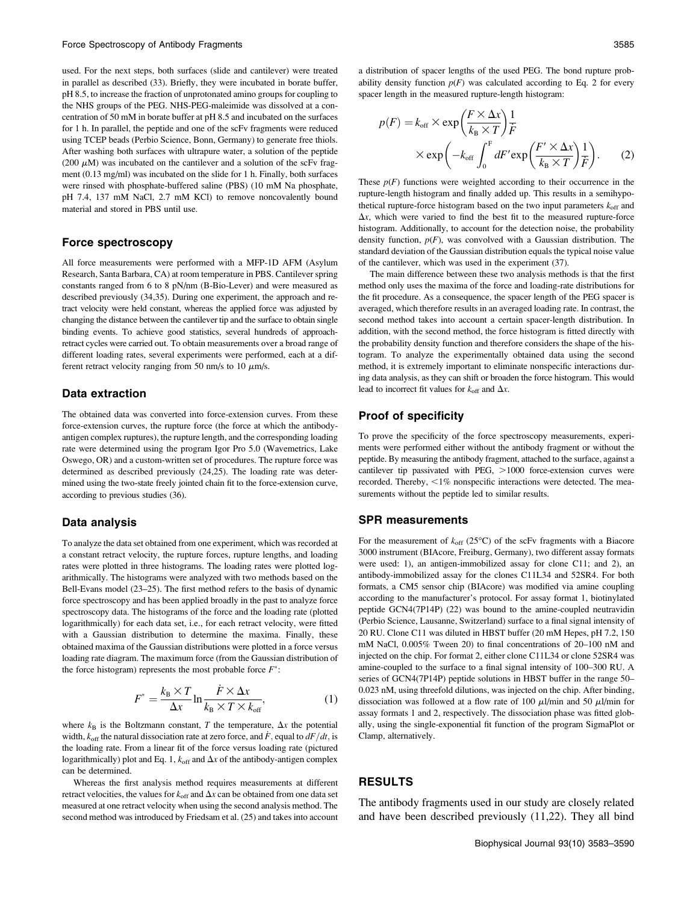used. For the next steps, both surfaces (slide and cantilever) were treated in parallel as described (33). Briefly, they were incubated in borate buffer, pH 8.5, to increase the fraction of unprotonated amino groups for coupling to the NHS groups of the PEG. NHS-PEG-maleimide was dissolved at a concentration of 50 mM in borate buffer at pH 8.5 and incubated on the surfaces for 1 h. In parallel, the peptide and one of the scFv fragments were reduced using TCEP beads (Perbio Science, Bonn, Germany) to generate free thiols. After washing both surfaces with ultrapure water, a solution of the peptide (200 $\mu$M) was incubated on the cantilever and a solution of the scFv fragment (0.13 mg/ml) was incubated on the slide for 1 h. Finally, both surfaces were rinsed with phosphate-buffered saline (PBS) (10 mM Na phosphate, pH 7.4, 137 mM NaCl, 2.7 mM KCl) to remove noncovalently bound material and stored in PBS until use.

## Force spectroscopy

All force measurements were performed with a MFP-1D AFM (Asylum Research, Santa Barbara, CA) at room temperature in PBS. Cantilever spring constants ranged from 6 to 8 pN/nm (B-Bio-Lever) and were measured as described previously (34,35). During one experiment, the approach and retract velocity were held constant, whereas the applied force was adjusted by changing the distance between the cantilever tip and the surface to obtain single binding events. To achieve good statistics, several hundreds of approach-retract cycles were carried out. To obtain measurements over a broad range of different loading rates, several experiments were performed, each at a different retract velocity ranging from 50 nm/s to 10 $\mu$m/s.

## Data extraction

The obtained data was converted into force-extension curves. From these force-extension curves, the rupture force (the force at which the antibody-antigen complex ruptures), the rupture length, and the corresponding loading rate were determined using the program Igor Pro 5.0 (Wavemetrics, Lake Oswego, OR) and a custom-written set of procedures. The rupture force was determined as described previously (24,25). The loading rate was determined using the two-state freely jointed chain fit to the force-extension curve, according to previous studies (36).

## Data analysis

To analyze the data set obtained from one experiment, which was recorded at a constant retract velocity, the rupture forces, rupture lengths, and loading rates were plotted in three histograms. The loading rates were plotted logarithmically. The histograms were analyzed with two methods based on the Bell-Evans model (23–25). The first method refers to the basis of dynamic force spectroscopy and has been applied broadly in the past to analyze force spectroscopy data. The histograms of the force and the loading rate (plotted logarithmically) for each data set, i.e., for each retract velocity, were fitted with a Gaussian distribution to determine the maxima. Finally, these obtained maxima of the Gaussian distributions were plotted in a force versus loading rate diagram. The maximum force (from the Gaussian distribution of the force histogram) represents the most probable force $F^*$:

$$F^* = \frac{k_B \times T}{\Delta x} \ln \frac{\dot{F} \times \Delta x}{k_B \times T \times k_{off}}, \tag{1}$$

where $k_B$ is the Boltzmann constant, $T$ the temperature, $\Delta x$ the potential width, $k_{off}$ the natural dissociation rate at zero force, and $\dot{F}$, equal to $dF/dt$, is the loading rate. From a linear fit of the force versus loading rate (pictured logarithmically) plot and Eq. 1, $k_{off}$ and $\Delta x$ of the antibody-antigen complex can be determined.

Whereas the first analysis method requires measurements at different retract velocities, the values for $k_{off}$ and $\Delta x$ can be obtained from one data set measured at one retract velocity when using the second analysis method. The second method was introduced by Friedsam et al. (25) and takes into account a distribution of spacer lengths of the used PEG. The bond rupture probability density function $p(F)$ was calculated according to Eq. 2 for every spacer length in the measured rupture-length histogram:

$$p(F) = k_{off} \times \exp\left(\frac{F \times \Delta x}{k_B \times T}\right)\frac{1}{\dot{F}} \times \exp\left(-k_{off}\int_0^F dF' \exp\left(\frac{F' \times \Delta x}{k_B \times T}\right)\frac{1}{\dot{F}}\right). \tag{2}$$

These $p(F)$ functions were weighted according to their occurrence in the rupture-length histogram and finally added up. This results in a semihypothetical rupture-force histogram based on the two input parameters $k_{off}$ and $\Delta x$, which were varied to find the best fit to the measured rupture-force histogram. Additionally, to account for the detection noise, the probability density function, $p(F)$, was convolved with a Gaussian distribution. The standard deviation of the Gaussian distribution equals the typical noise value of the cantilever, which was used in the experiment (37).

The main difference between these two analysis methods is that the first method only uses the maxima of the force and loading-rate distributions for the fit procedure. As a consequence, the spacer length of the PEG spacer is averaged, which therefore results in an averaged loading rate. In contrast, the second method takes into account a certain spacer-length distribution. In addition, with the second method, the force histogram is fitted directly with the probability density function and therefore considers the shape of the histogram. To analyze the experimentally obtained data using the second method, it is extremely important to eliminate nonspecific interactions during data analysis, as they can shift or broaden the force histogram. This would lead to incorrect fit values for $k_{off}$ and $\Delta x$.

## Proof of specificity

To prove the specificity of the force spectroscopy measurements, experiments were performed either without the antibody fragment or without the peptide. By measuring the antibody fragment, attached to the surface, against a cantilever tip passivated with PEG, >1000 force-extension curves were recorded. Thereby, <1% nonspecific interactions were detected. The measurements without the peptide led to similar results.

## SPR measurements

For the measurement of $k_{off}$ (25°C) of the scFv fragments with a Biacore 3000 instrument (BIAcore, Freiburg, Germany), two different assay formats were used: 1), an antigen-immobilized assay for clone C11; and 2), an antibody-immobilized assay for the clones C11L34 and 52SR4. For both formats, a CM5 sensor chip (BIAcore) was modified via amine coupling according to the manufacturer's protocol. For assay format 1, biotinylated peptide GCN4(7P14P) (22) was bound to the amine-coupled neutravidin (Perbio Science, Lausanne, Switzerland) surface to a final signal intensity of 20 RU. Clone C11 was diluted in HBST buffer (20 mM Hepes, pH 7.2, 150 mM NaCl, 0.005% Tween 20) to final concentrations of 20–100 nM and injected on the chip. For format 2, either clone C11L34 or clone 52SR4 was amine-coupled to the surface to a final signal intensity of 100–300 RU. A series of GCN4(7P14P) peptide solutions in HBST buffer in the range 50–0.023 nM, using threefold dilutions, was injected on the chip. After binding, dissociation was followed at a flow rate of 100 $\mu$l/min and 50 $\mu$l/min for assay formats 1 and 2, respectively. The dissociation phase was fitted globally, using the single-exponential fit function of the program SigmaPlot or Clamp, alternatively.

# RESULTS

The antibody fragments used in our study are closely related and have been described previously (11,22). They all bind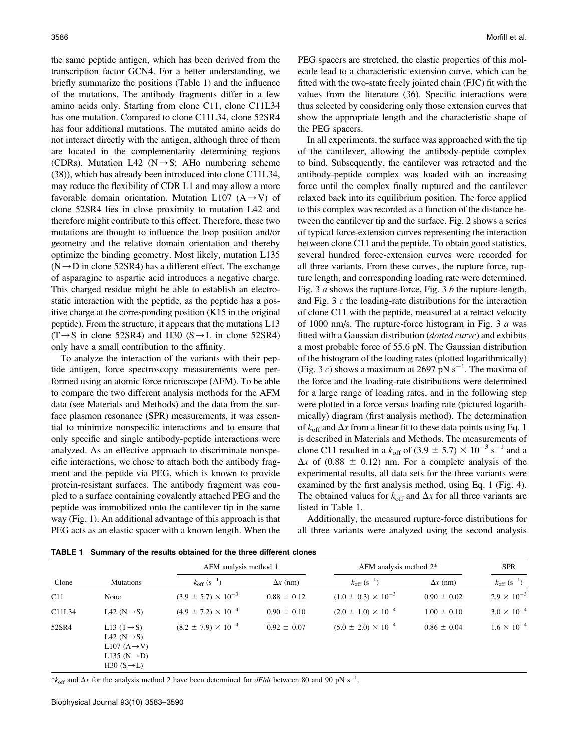the same peptide antigen, which has been derived from the transcription factor GCN4. For a better understanding, we briefly summarize the positions (Table 1) and the influence of the mutations. The antibody fragments differ in a few amino acids only. Starting from clone C11, clone C11L34 has one mutation. Compared to clone C11L34, clone 52SR4 has four additional mutations. The mutated amino acids do not interact directly with the antigen, although three of them are located in the complementarity determining regions (CDRs). Mutation L42 (N→S; AHo numbering scheme (38)), which has already been introduced into clone C11L34, may reduce the flexibility of CDR L1 and may allow a more favorable domain orientation. Mutation L107 (A→V) of clone 52SR4 lies in close proximity to mutation L42 and therefore might contribute to this effect. Therefore, these two mutations are thought to influence the loop position and/or geometry and the relative domain orientation and thereby optimize the binding geometry. Most likely, mutation L135 (N→D in clone 52SR4) has a different effect. The exchange of asparagine to aspartic acid introduces a negative charge. This charged residue might be able to establish an electrostatic interaction with the peptide, as the peptide has a positive charge at the corresponding position (K15 in the original peptide). From the structure, it appears that the mutations L13 (T→S in clone 52SR4) and H30 (S→L in clone 52SR4) only have a small contribution to the affinity.

To analyze the interaction of the variants with their peptide antigen, force spectroscopy measurements were performed using an atomic force microscope (AFM). To be able to compare the two different analysis methods for the AFM data (see Materials and Methods) and the data from the surface plasmon resonance (SPR) measurements, it was essential to minimize nonspecific interactions and to ensure that only specific and single antibody-peptide interactions were analyzed. As an effective approach to discriminate nonspecific interactions, we chose to attach both the antibody fragment and the peptide via PEG, which is known to provide protein-resistant surfaces. The antibody fragment was coupled to a surface containing covalently attached PEG and the peptide was immobilized onto the cantilever tip in the same way (Fig. 1). An additional advantage of this approach is that PEG acts as an elastic spacer with a known length. When the PEG spacers are stretched, the elastic properties of this molecule lead to a characteristic extension curve, which can be fitted with the two-state freely jointed chain (FJC) fit with the values from the literature (36). Specific interactions were thus selected by considering only those extension curves that show the appropriate length and the characteristic shape of the PEG spacers.

In all experiments, the surface was approached with the tip of the cantilever, allowing the antibody-peptide complex to bind. Subsequently, the cantilever was retracted and the antibody-peptide complex was loaded with an increasing force until the complex finally ruptured and the cantilever relaxed back into its equilibrium position. The force applied to this complex was recorded as a function of the distance between the cantilever tip and the surface. Fig. 2 shows a series of typical force-extension curves representing the interaction between clone C11 and the peptide. To obtain good statistics, several hundred force-extension curves were recorded for all three variants. From these curves, the rupture force, rupture length, and corresponding loading rate were determined. Fig. 3 *a* shows the rupture-force, Fig. 3 *b* the rupture-length, and Fig. 3 *c* the loading-rate distributions for the interaction of clone C11 with the peptide, measured at a retract velocity of 1000 nm/s. The rupture-force histogram in Fig. 3 *a* was fitted with a Gaussian distribution (*dotted curve*) and exhibits a most probable force of 55.6 pN. The Gaussian distribution of the histogram of the loading rates (plotted logarithmically) (Fig. 3 *c*) shows a maximum at 2697 pN $s^{-1}$. The maxima of the force and the loading-rate distributions were determined for a large range of loading rates, and in the following step were plotted in a force versus loading rate (pictured logarithmically) diagram (first analysis method). The determination of $k_{off}$ and $\Delta x$ from a linear fit to these data points using Eq. 1 is described in Materials and Methods. The measurements of clone C11 resulted in a $k_{off}$ of $(3.9 \pm 5.7) \times 10^{-3}$ $s^{-1}$ and a $\Delta x$ of (0.88 ± 0.12) nm. For a complete analysis of the experimental results, all data sets for the three variants were examined by the first analysis method, using Eq. 1 (Fig. 4). The obtained values for $k_{off}$ and $\Delta x$ for all three variants are listed in Table 1.

Additionally, the measured rupture-force distributions for all three variants were analyzed using the second analysis

**TABLE 1 Summary of the results obtained for the three different clones**

| | | AFM analysis method 1 | | AFM analysis method 2* | | SPR |
|---|---|---|---|---|---|---|
| Clone | Mutations | $k_{off}$ ($s^{-1}$) | $\Delta x$ (nm) | $k_{off}$ ($s^{-1}$) | $\Delta x$ (nm) | $k_{off}$ ($s^{-1}$) |
| C11 | None | $(3.9 \pm 5.7) \times 10^{-3}$ | 0.88 ± 0.12 | $(1.0 \pm 0.3) \times 10^{-3}$ | 0.90 ± 0.02 | $2.9 \times 10^{-3}$ |
| C11L34 | L42 (N→S) | $(4.9 \pm 7.2) \times 10^{-4}$ | 0.90 ± 0.10 | $(2.0 \pm 1.0) \times 10^{-4}$ | 1.00 ± 0.10 | $3.0 \times 10^{-4}$ |
| 52SR4 | L13 (T→S)<br>L42 (N→S)<br>L107 (A→V)<br>L135 (N→D)<br>H30 (S→L) | $(8.2 \pm 7.9) \times 10^{-4}$ | 0.92 ± 0.07 | $(5.0 \pm 2.0) \times 10^{-4}$ | 0.86 ± 0.04 | $1.6 \times 10^{-4}$ |

*$k_{off}$ and $\Delta x$ for the analysis method 2 have been determined for $dF/dt$ between 80 and 90 pN $s^{-1}$.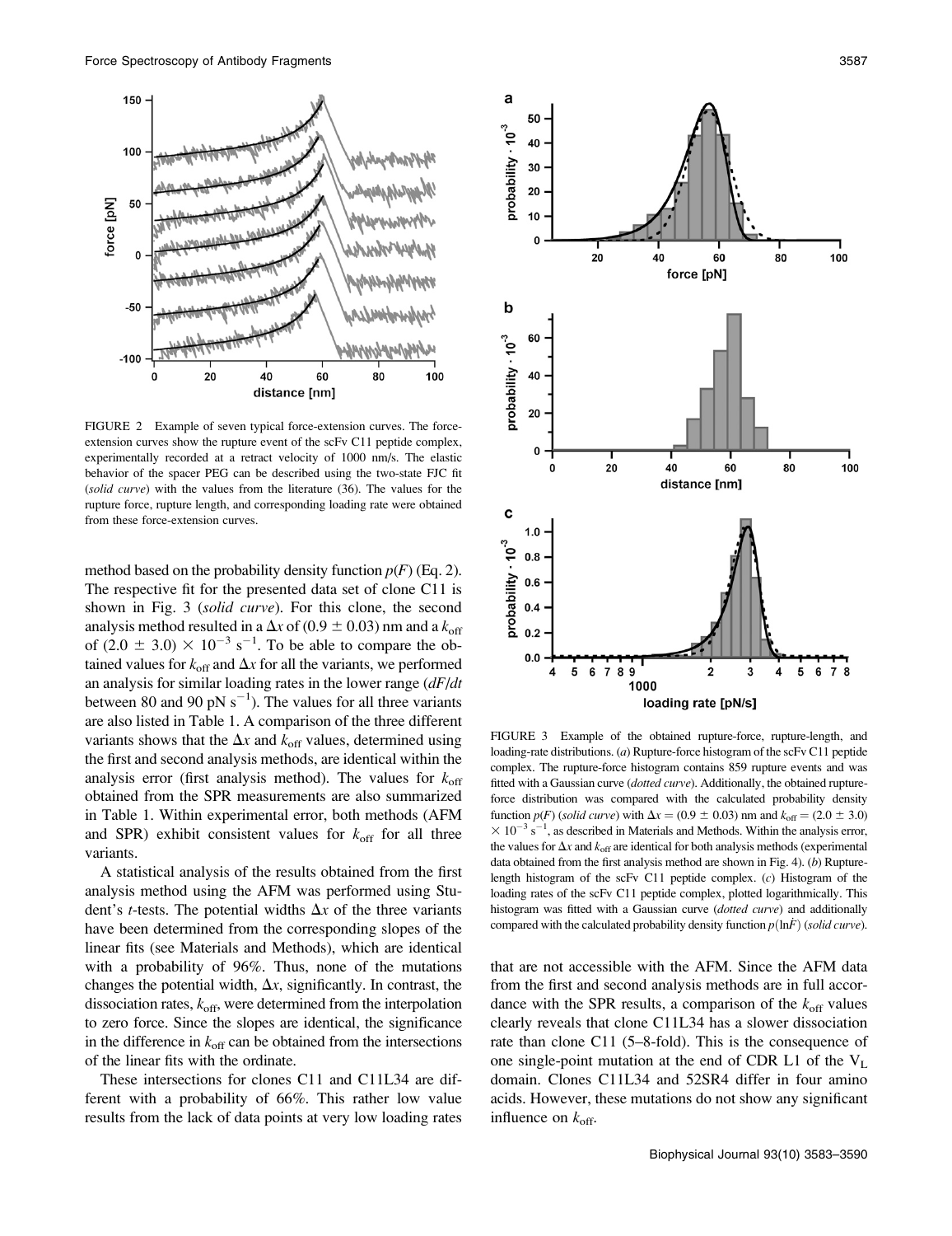force [pN]

150
100
50
0
-50
-100

0 20 40 60 80 100

distance [nm]

FIGURE 2 Example of seven typical force-extension curves. The force-extension curves show the rupture event of the scFv C11 peptide complex, experimentally recorded at a retract velocity of 1000 nm/s. The elastic behavior of the spacer PEG can be described using the two-state FJC fit (*solid curve*) with the values from the literature (36). The values for the rupture force, rupture length, and corresponding loading rate were obtained from these force-extension curves.

method based on the probability density function $p(F)$ (Eq. 2). The respective fit for the presented data set of clone C11 is shown in Fig. 3 (*solid curve*). For this clone, the second analysis method resulted in a $\Delta x$ of $(0.9 \pm 0.03)$ nm and a $k_{\text{off}}$ of $(2.0 \pm 3.0) \times 10^{-3}\ \text{s}^{-1}$. To be able to compare the obtained values for $k_{\text{off}}$ and $\Delta x$ for all the variants, we performed an analysis for similar loading rates in the lower range ($dF/dt$ between 80 and 90 pN $\text{s}^{-1}$). The values for all three variants are also listed in Table 1. A comparison of the three different variants shows that the $\Delta x$ and $k_{\text{off}}$ values, determined using the first and second analysis methods, are identical within the analysis error (first analysis method). The values for $k_{\text{off}}$ obtained from the SPR measurements are also summarized in Table 1. Within experimental error, both methods (AFM and SPR) exhibit consistent values for $k_{\text{off}}$ for all three variants.

A statistical analysis of the results obtained from the first analysis method using the AFM was performed using Student's *t*-tests. The potential widths $\Delta x$ of the three variants have been determined from the corresponding slopes of the linear fits (see Materials and Methods), which are identical with a probability of 96%. Thus, none of the mutations changes the potential width, $\Delta x$, significantly. In contrast, the dissociation rates, $k_{\text{off}}$, were determined from the interpolation to zero force. Since the slopes are identical, the significance in the difference in $k_{\text{off}}$ can be obtained from the intersections of the linear fits with the ordinate.

These intersections for clones C11 and C11L34 are different with a probability of 66%. This rather low value results from the lack of data points at very low loading rates that are not accessible with the AFM. Since the AFM data from the first and second analysis methods are in full accordance with the SPR results, a comparison of the $k_{\text{off}}$ values clearly reveals that clone C11L34 has a slower dissociation rate than clone C11 (5–8-fold). This is the consequence of one single-point mutation at the end of CDR L1 of the $V_L$ domain. Clones C11L34 and 52SR4 differ in four amino acids. However, these mutations do not show any significant influence on $k_{\text{off}}$.

a

probability · $10^{-3}$

50
40
30
20
10
0

20 40 60 80 100

force [pN]

b

probability · $10^{-3}$

60
40
20
0

0 20 40 60 80 100

distance [nm]

c

probability · $10^{-3}$

1.0
0.8
0.6
0.4
0.2
0.0

4 5 6 7 8 9 1000 2 3 4 5 6 7 8

loading rate [pN/s]

FIGURE 3 Example of the obtained rupture-force, rupture-length, and loading-rate distributions. (*a*) Rupture-force histogram of the scFv C11 peptide complex. The rupture-force histogram contains 859 rupture events and was fitted with a Gaussian curve (*dotted curve*). Additionally, the obtained rupture-force distribution was compared with the calculated probability density function $p(F)$ (*solid curve*) with $\Delta x = (0.9 \pm 0.03)$ nm and $k_{\text{off}} = (2.0 \pm 3.0) \times 10^{-3}\ \text{s}^{-1}$, as described in Materials and Methods. Within the analysis error, the values for $\Delta x$ and $k_{\text{off}}$ are identical for both analysis methods (experimental data obtained from the first analysis method are shown in Fig. 4). (*b*) Rupture-length histogram of the scFv C11 peptide complex. (*c*) Histogram of the loading rates of the scFv C11 peptide complex, plotted logarithmically. This histogram was fitted with a Gaussian curve (*dotted curve*) and additionally compared with the calculated probability density function $p(\ln\dot{F})$ (*solid curve*).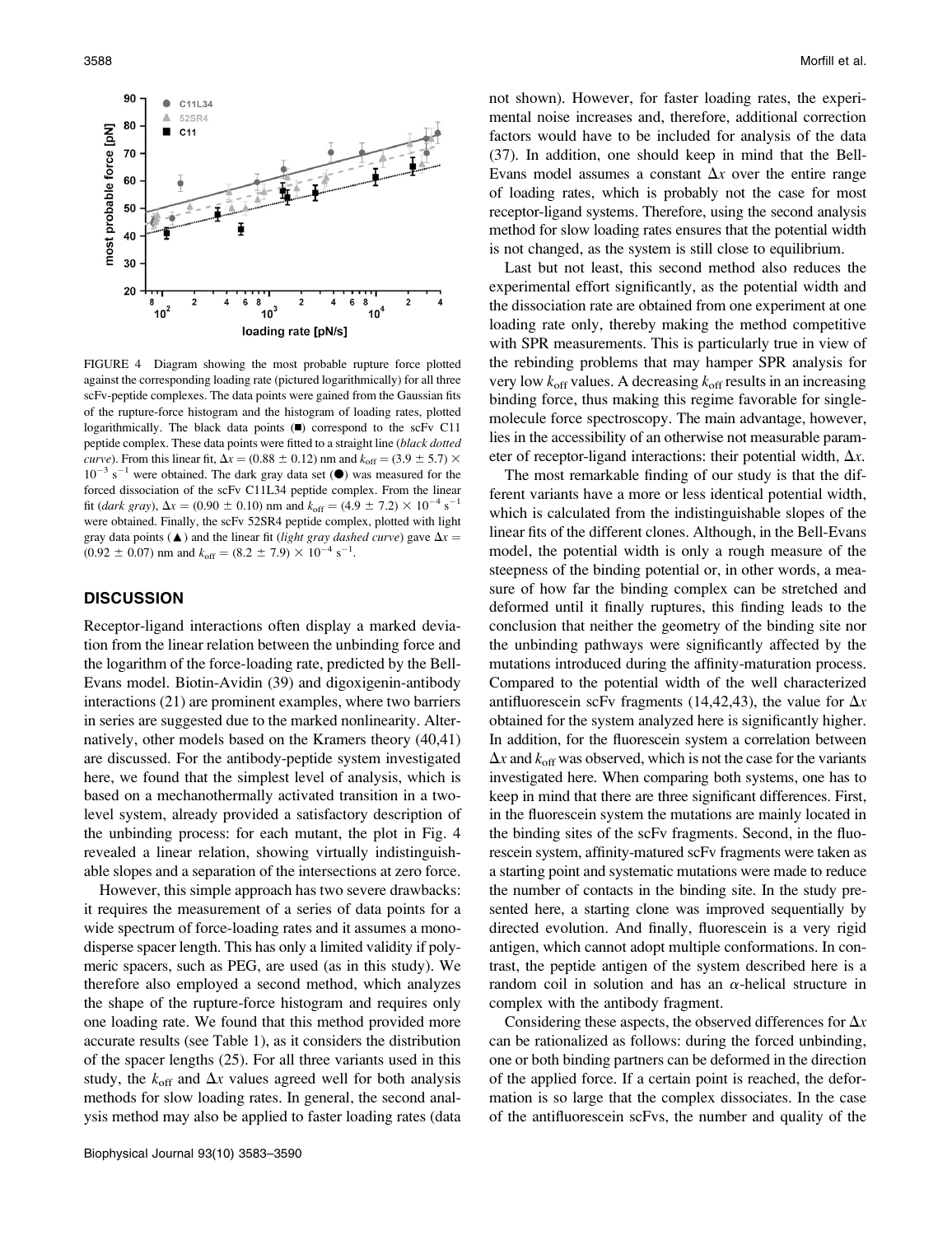90
80
70
60
50
40
30
20

most probable force [pN]

C11L34
52SR4
C11

8 $10^2$ 2 4 6 8 $10^3$ 2 4 6 8 $10^4$ 2 4

loading rate [pN/s]

FIGURE 4 Diagram showing the most probable rupture force plotted against the corresponding loading rate (pictured logarithmically) for all three scFv-peptide complexes. The data points were gained from the Gaussian fits of the rupture-force histogram and the histogram of loading rates, plotted logarithmically. The black data points (■) correspond to the scFv C11 peptide complex. These data points were fitted to a straight line (*black dotted curve*). From this linear fit, $\Delta x = (0.88 \pm 0.12)$ nm and $k_{off} = (3.9 \pm 5.7) \times 10^{-3}$ $s^{-1}$ were obtained. The dark gray data set (●) was measured for the forced dissociation of the scFv C11L34 peptide complex. From the linear fit (*dark gray*), $\Delta x = (0.90 \pm 0.10)$ nm and $k_{off} = (4.9 \pm 7.2) \times 10^{-4}$ $s^{-1}$ were obtained. Finally, the scFv 52SR4 peptide complex, plotted with light gray data points (▲) and the linear fit (*light gray dashed curve*) gave $\Delta x = (0.92 \pm 0.07)$ nm and $k_{off} = (8.2 \pm 7.9) \times 10^{-4}$ $s^{-1}$.

## DISCUSSION

Receptor-ligand interactions often display a marked deviation from the linear relation between the unbinding force and the logarithm of the force-loading rate, predicted by the Bell-Evans model. Biotin-Avidin (39) and digoxigenin-antibody interactions (21) are prominent examples, where two barriers in series are suggested due to the marked nonlinearity. Alternatively, other models based on the Kramers theory (40,41) are discussed. For the antibody-peptide system investigated here, we found that the simplest level of analysis, which is based on a mechanothermally activated transition in a two-level system, already provided a satisfactory description of the unbinding process: for each mutant, the plot in Fig. 4 revealed a linear relation, showing virtually indistinguishable slopes and a separation of the intersections at zero force.

However, this simple approach has two severe drawbacks: it requires the measurement of a series of data points for a wide spectrum of force-loading rates and it assumes a monodisperse spacer length. This has only a limited validity if polymeric spacers, such as PEG, are used (as in this study). We therefore also employed a second method, which analyzes the shape of the rupture-force histogram and requires only one loading rate. We found that this method provided more accurate results (see Table 1), as it considers the distribution of the spacer lengths (25). For all three variants used in this study, the $k_{off}$ and $\Delta x$ values agreed well for both analysis methods for slow loading rates. In general, the second analysis method may also be applied to faster loading rates (data not shown). However, for faster loading rates, the experimental noise increases and, therefore, additional correction factors would have to be included for analysis of the data (37). In addition, one should keep in mind that the Bell-Evans model assumes a constant $\Delta x$ over the entire range of loading rates, which is probably not the case for most receptor-ligand systems. Therefore, using the second analysis method for slow loading rates ensures that the potential width is not changed, as the system is still close to equilibrium.

Last but not least, this second method also reduces the experimental effort significantly, as the potential width and the dissociation rate are obtained from one experiment at one loading rate only, thereby making the method competitive with SPR measurements. This is particularly true in view of the rebinding problems that may hamper SPR analysis for very low $k_{off}$ values. A decreasing $k_{off}$ results in an increasing binding force, thus making this regime favorable for single-molecule force spectroscopy. The main advantage, however, lies in the accessibility of an otherwise not measurable parameter of receptor-ligand interactions: their potential width, $\Delta x$.

The most remarkable finding of our study is that the different variants have a more or less identical potential width, which is calculated from the indistinguishable slopes of the linear fits of the different clones. Although, in the Bell-Evans model, the potential width is only a rough measure of the steepness of the binding potential or, in other words, a measure of how far the binding complex can be stretched and deformed until it finally ruptures, this finding leads to the conclusion that neither the geometry of the binding site nor the unbinding pathways were significantly affected by the mutations introduced during the affinity-maturation process. Compared to the potential width of the well characterized antifluorescein scFv fragments (14,42,43), the value for $\Delta x$ obtained for the system analyzed here is significantly higher. In addition, for the fluorescein system a correlation between $\Delta x$ and $k_{off}$ was observed, which is not the case for the variants investigated here. When comparing both systems, one has to keep in mind that there are three significant differences. First, in the fluorescein system the mutations are mainly located in the binding sites of the scFv fragments. Second, in the fluorescein system, affinity-matured scFv fragments were taken as a starting point and systematic mutations were made to reduce the number of contacts in the binding site. In the study presented here, a starting clone was improved sequentially by directed evolution. And finally, fluorescein is a very rigid antigen, which cannot adopt multiple conformations. In contrast, the peptide antigen of the system described here is a random coil in solution and has an $\alpha$-helical structure in complex with the antibody fragment.

Considering these aspects, the observed differences for $\Delta x$ can be rationalized as follows: during the forced unbinding, one or both binding partners can be deformed in the direction of the applied force. If a certain point is reached, the deformation is so large that the complex dissociates. In the case of the antifluorescein scFvs, the number and quality of the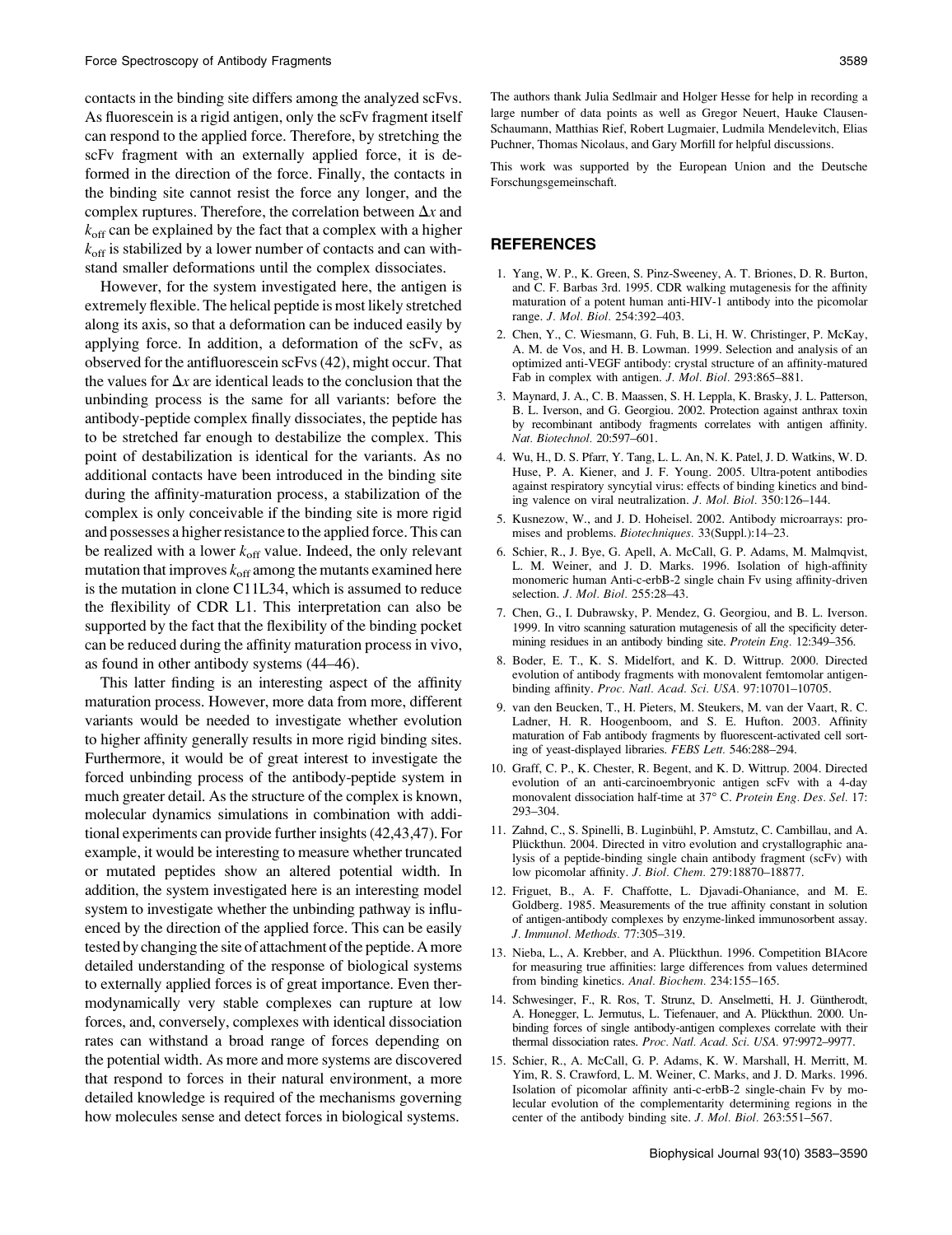contacts in the binding site differs among the analyzed scFvs. As fluorescein is a rigid antigen, only the scFv fragment itself can respond to the applied force. Therefore, by stretching the scFv fragment with an externally applied force, it is deformed in the direction of the force. Finally, the contacts in the binding site cannot resist the force any longer, and the complex ruptures. Therefore, the correlation between $\Delta x$ and $k_{off}$ can be explained by the fact that a complex with a higher $k_{off}$ is stabilized by a lower number of contacts and can withstand smaller deformations until the complex dissociates.

However, for the system investigated here, the antigen is extremely flexible. The helical peptide is most likely stretched along its axis, so that a deformation can be induced easily by applying force. In addition, a deformation of the scFv, as observed for the antifluorescein scFvs (42), might occur. That the values for $\Delta x$ are identical leads to the conclusion that the unbinding process is the same for all variants: before the antibody-peptide complex finally dissociates, the peptide has to be stretched far enough to destabilize the complex. This point of destabilization is identical for the variants. As no additional contacts have been introduced in the binding site during the affinity-maturation process, a stabilization of the complex is only conceivable if the binding site is more rigid and possesses a higher resistance to the applied force. This can be realized with a lower $k_{off}$ value. Indeed, the only relevant mutation that improves $k_{off}$ among the mutants examined here is the mutation in clone C11L34, which is assumed to reduce the flexibility of CDR L1. This interpretation can also be supported by the fact that the flexibility of the binding pocket can be reduced during the affinity maturation process in vivo, as found in other antibody systems (44–46).

This latter finding is an interesting aspect of the affinity maturation process. However, more data from more, different variants would be needed to investigate whether evolution to higher affinity generally results in more rigid binding sites. Furthermore, it would be of great interest to investigate the forced unbinding process of the antibody-peptide system in much greater detail. As the structure of the complex is known, molecular dynamics simulations in combination with additional experiments can provide further insights (42,43,47). For example, it would be interesting to measure whether truncated or mutated peptides show an altered potential width. In addition, the system investigated here is an interesting model system to investigate whether the unbinding pathway is influenced by the direction of the applied force. This can be easily tested by changing the site of attachment of the peptide. A more detailed understanding of the response of biological systems to externally applied forces is of great importance. Even thermodynamically very stable complexes can rupture at low forces, and, conversely, complexes with identical dissociation rates can withstand a broad range of forces depending on the potential width. As more and more systems are discovered that respond to forces in their natural environment, a more detailed knowledge is required of the mechanisms governing how molecules sense and detect forces in biological systems.

The authors thank Julia Sedlmair and Holger Hesse for help in recording a large number of data points as well as Gregor Neuert, Hauke Clausen-Schaumann, Matthias Rief, Robert Lugmaier, Ludmila Mendelevitch, Elias Puchner, Thomas Nicolaus, and Gary Morfill for helpful discussions.

This work was supported by the European Union and the Deutsche Forschungsgemeinschaft.

## REFERENCES

1. Yang, W. P., K. Green, S. Pinz-Sweeney, A. T. Briones, D. R. Burton, and C. F. Barbas 3rd. 1995. CDR walking mutagenesis for the affinity maturation of a potent human anti-HIV-1 antibody into the picomolar range. *J. Mol. Biol.* 254:392–403.
2. Chen, Y., C. Wiesmann, G. Fuh, B. Li, H. W. Christinger, P. McKay, A. M. de Vos, and H. B. Lowman. 1999. Selection and analysis of an optimized anti-VEGF antibody: crystal structure of an affinity-matured Fab in complex with antigen. *J. Mol. Biol.* 293:865–881.
3. Maynard, J. A., C. B. Maassen, S. H. Leppla, K. Brasky, J. L. Patterson, B. L. Iverson, and G. Georgiou. 2002. Protection against anthrax toxin by recombinant antibody fragments correlates with antigen affinity. *Nat. Biotechnol.* 20:597–601.
4. Wu, H., D. S. Pfarr, Y. Tang, L. L. An, N. K. Patel, J. D. Watkins, W. D. Huse, P. A. Kiener, and J. F. Young. 2005. Ultra-potent antibodies against respiratory syncytial virus: effects of binding kinetics and binding valence on viral neutralization. *J. Mol. Biol.* 350:126–144.
5. Kusnezow, W., and J. D. Hoheisel. 2002. Antibody microarrays: promises and problems. *Biotechniques.* 33(Suppl.):14–23.
6. Schier, R., J. Bye, G. Apell, A. McCall, G. P. Adams, M. Malmqvist, L. M. Weiner, and J. D. Marks. 1996. Isolation of high-affinity monomeric human Anti-c-erbB-2 single chain Fv using affinity-driven selection. *J. Mol. Biol.* 255:28–43.
7. Chen, G., I. Dubrawsky, P. Mendez, G. Georgiou, and B. L. Iverson. 1999. In vitro scanning saturation mutagenesis of all the specificity determining residues in an antibody binding site. *Protein Eng.* 12:349–356.
8. Boder, E. T., K. S. Midelfort, and K. D. Wittrup. 2000. Directed evolution of antibody fragments with monovalent femtomolar antigen-binding affinity. *Proc. Natl. Acad. Sci. USA.* 97:10701–10705.
9. van den Beucken, T., H. Pieters, M. Steukers, M. van der Vaart, R. C. Ladner, H. R. Hoogenboom, and S. E. Hufton. 2003. Affinity maturation of Fab antibody fragments by fluorescent-activated cell sorting of yeast-displayed libraries. *FEBS Lett.* 546:288–294.
10. Graff, C. P., K. Chester, R. Begent, and K. D. Wittrup. 2004. Directed evolution of an anti-carcinoembryonic antigen scFv with a 4-day monovalent dissociation half-time at 37° C. *Protein Eng. Des. Sel.* 17: 293–304.
11. Zahnd, C., S. Spinelli, B. Luginbühl, P. Amstutz, C. Cambillau, and A. Plückthun. 2004. Directed in vitro evolution and crystallographic analysis of a peptide-binding single chain antibody fragment (scFv) with low picomolar affinity. *J. Biol. Chem.* 279:18870–18877.
12. Friguet, B., A. F. Chaffotte, L. Djavadi-Ohaniance, and M. E. Goldberg. 1985. Measurements of the true affinity constant in solution of antigen-antibody complexes by enzyme-linked immunosorbent assay. *J. Immunol. Methods.* 77:305–319.
13. Nieba, L., A. Krebber, and A. Plückthun. 1996. Competition BIAcore for measuring true affinities: large differences from values determined from binding kinetics. *Anal. Biochem.* 234:155–165.
14. Schwesinger, F., R. Ros, T. Strunz, D. Anselmetti, H. J. Güntherodt, A. Honegger, L. Jermutus, L. Tiefenauer, and A. Plückthun. 2000. Unbinding forces of single antibody-antigen complexes correlate with their thermal dissociation rates. *Proc. Natl. Acad. Sci. USA.* 97:9972–9977.
15. Schier, R., A. McCall, G. P. Adams, K. W. Marshall, H. Merritt, M. Yim, R. S. Crawford, L. M. Weiner, C. Marks, and J. D. Marks. 1996. Isolation of picomolar affinity anti-c-erbB-2 single-chain Fv by molecular evolution of the complementarity determining regions in the center of the antibody binding site. *J. Mol. Biol.* 263:551–567.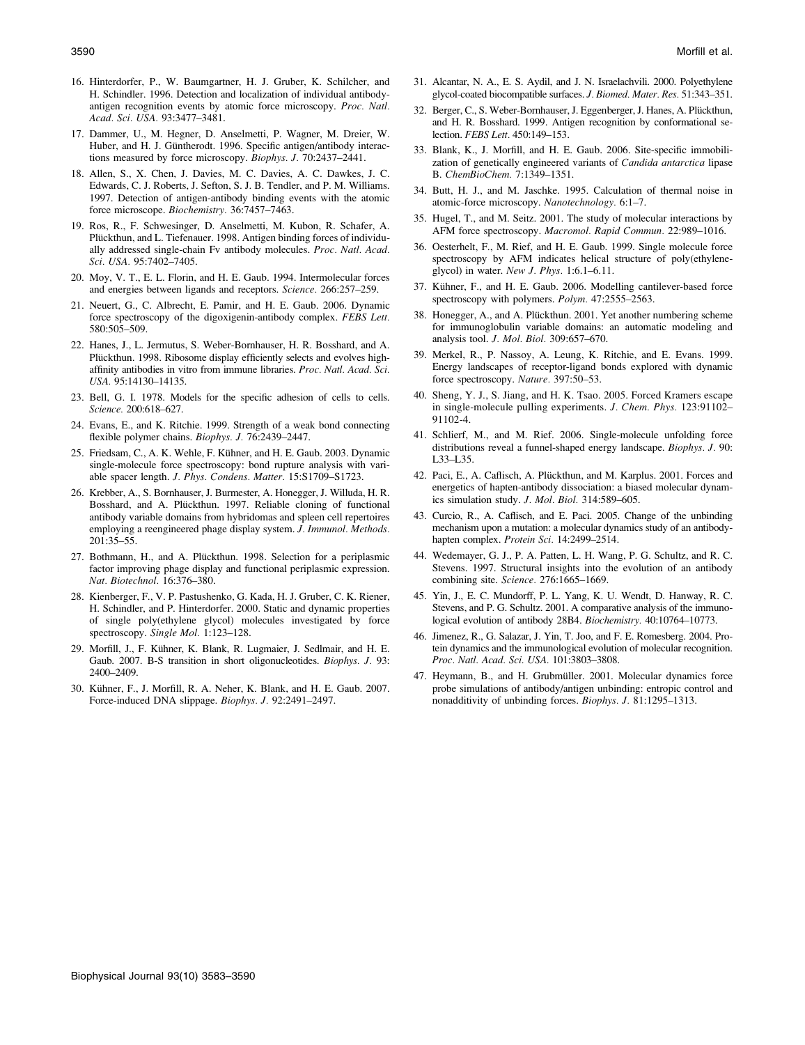16. Hinterdorfer, P., W. Baumgartner, H. J. Gruber, K. Schilcher, and H. Schindler. 1996. Detection and localization of individual antibody-antigen recognition events by atomic force microscopy. *Proc. Natl. Acad. Sci. USA.* 93:3477–3481.
17. Dammer, U., M. Hegner, D. Anselmetti, P. Wagner, M. Dreier, W. Huber, and H. J. Güntherodt. 1996. Specific antigen/antibody interactions measured by force microscopy. *Biophys. J.* 70:2437–2441.
18. Allen, S., X. Chen, J. Davies, M. C. Davies, A. C. Dawkes, J. C. Edwards, C. J. Roberts, J. Sefton, S. J. B. Tendler, and P. M. Williams. 1997. Detection of antigen-antibody binding events with the atomic force microscope. *Biochemistry.* 36:7457–7463.
19. Ros, R., F. Schwesinger, D. Anselmetti, M. Kubon, R. Schafer, A. Plückthun, and L. Tiefenauer. 1998. Antigen binding forces of individually addressed single-chain Fv antibody molecules. *Proc. Natl. Acad. Sci. USA.* 95:7402–7405.
20. Moy, V. T., E. L. Florin, and H. E. Gaub. 1994. Intermolecular forces and energies between ligands and receptors. *Science.* 266:257–259.
21. Neuert, G., C. Albrecht, E. Pamir, and H. E. Gaub. 2006. Dynamic force spectroscopy of the digoxigenin-antibody complex. *FEBS Lett.* 580:505–509.
22. Hanes, J., L. Jermutus, S. Weber-Bornhauser, H. R. Bosshard, and A. Plückthun. 1998. Ribosome display efficiently selects and evolves high-affinity antibodies in vitro from immune libraries. *Proc. Natl. Acad. Sci. USA.* 95:14130–14135.
23. Bell, G. I. 1978. Models for the specific adhesion of cells to cells. *Science.* 200:618–627.
24. Evans, E., and K. Ritchie. 1999. Strength of a weak bond connecting flexible polymer chains. *Biophys. J.* 76:2439–2447.
25. Friedsam, C., A. K. Wehle, F. Kühner, and H. E. Gaub. 2003. Dynamic single-molecule force spectroscopy: bond rupture analysis with variable spacer length. *J. Phys. Condens. Matter.* 15:S1709–S1723.
26. Krebber, A., S. Bornhauser, J. Burmester, A. Honegger, J. Willuda, H. R. Bosshard, and A. Plückthun. 1997. Reliable cloning of functional antibody variable domains from hybridomas and spleen cell repertoires employing a reengineered phage display system. *J. Immunol. Methods.* 201:35–55.
27. Bothmann, H., and A. Plückthun. 1998. Selection for a periplasmic factor improving phage display and functional periplasmic expression. *Nat. Biotechnol.* 16:376–380.
28. Kienberger, F., V. P. Pastushenko, G. Kada, H. J. Gruber, C. K. Riener, H. Schindler, and P. Hinterdorfer. 2000. Static and dynamic properties of single poly(ethylene glycol) molecules investigated by force spectroscopy. *Single Mol.* 1:123–128.
29. Morfill, J., F. Kühner, K. Blank, R. Lugmaier, J. Sedlmair, and H. E. Gaub. 2007. B-S transition in short oligonucleotides. *Biophys. J.* 93: 2400–2409.
30. Kühner, F., J. Morfill, R. A. Neher, K. Blank, and H. E. Gaub. 2007. Force-induced DNA slippage. *Biophys. J.* 92:2491–2497.
31. Alcantar, N. A., E. S. Aydil, and J. N. Israelachvili. 2000. Polyethylene glycol-coated biocompatible surfaces. *J. Biomed. Mater. Res.* 51:343–351.
32. Berger, C., S. Weber-Bornhauser, J. Eggenberger, J. Hanes, A. Plückthun, and H. R. Bosshard. 1999. Antigen recognition by conformational selection. *FEBS Lett.* 450:149–153.
33. Blank, K., J. Morfill, and H. E. Gaub. 2006. Site-specific immobilization of genetically engineered variants of *Candida antarctica* lipase B. *ChemBioChem.* 7:1349–1351.
34. Butt, H. J., and M. Jaschke. 1995. Calculation of thermal noise in atomic-force microscopy. *Nanotechnology.* 6:1–7.
35. Hugel, T., and M. Seitz. 2001. The study of molecular interactions by AFM force spectroscopy. *Macromol. Rapid Commun.* 22:989–1016.
36. Oesterhelt, F., M. Rief, and H. E. Gaub. 1999. Single molecule force spectroscopy by AFM indicates helical structure of poly(ethylene-glycol) in water. *New J. Phys.* 1:6.1–6.11.
37. Kühner, F., and H. E. Gaub. 2006. Modelling cantilever-based force spectroscopy with polymers. *Polym.* 47:2555–2563.
38. Honegger, A., and A. Plückthun. 2001. Yet another numbering scheme for immunoglobulin variable domains: an automatic modeling and analysis tool. *J. Mol. Biol.* 309:657–670.
39. Merkel, R., P. Nassoy, A. Leung, K. Ritchie, and E. Evans. 1999. Energy landscapes of receptor-ligand bonds explored with dynamic force spectroscopy. *Nature.* 397:50–53.
40. Sheng, Y. J., S. Jiang, and H. K. Tsao. 2005. Forced Kramers escape in single-molecule pulling experiments. *J. Chem. Phys.* 123:91102–91102-4.
41. Schlierf, M., and M. Rief. 2006. Single-molecule unfolding force distributions reveal a funnel-shaped energy landscape. *Biophys. J.* 90: L33–L35.
42. Paci, E., A. Caflisch, A. Plückthun, and M. Karplus. 2001. Forces and energetics of hapten-antibody dissociation: a biased molecular dynamics simulation study. *J. Mol. Biol.* 314:589–605.
43. Curcio, R., A. Caflisch, and E. Paci. 2005. Change of the unbinding mechanism upon a mutation: a molecular dynamics study of an antibody-hapten complex. *Protein Sci.* 14:2499–2514.
44. Wedemayer, G. J., P. A. Patten, L. H. Wang, P. G. Schultz, and R. C. Stevens. 1997. Structural insights into the evolution of an antibody combining site. *Science.* 276:1665–1669.
45. Yin, J., E. C. Mundorff, P. L. Yang, K. U. Wendt, D. Hanway, R. C. Stevens, and P. G. Schultz. 2001. A comparative analysis of the immunological evolution of antibody 28B4. *Biochemistry.* 40:10764–10773.
46. Jimenez, R., G. Salazar, J. Yin, T. Joo, and F. E. Romesberg. 2004. Protein dynamics and the immunological evolution of molecular recognition. *Proc. Natl. Acad. Sci. USA.* 101:3803–3808.
47. Heymann, B., and H. Grubmüller. 2001. Molecular dynamics force probe simulations of antibody/antigen unbinding: entropic control and nonadditivity of unbinding forces. *Biophys. J.* 81:1295–1313.